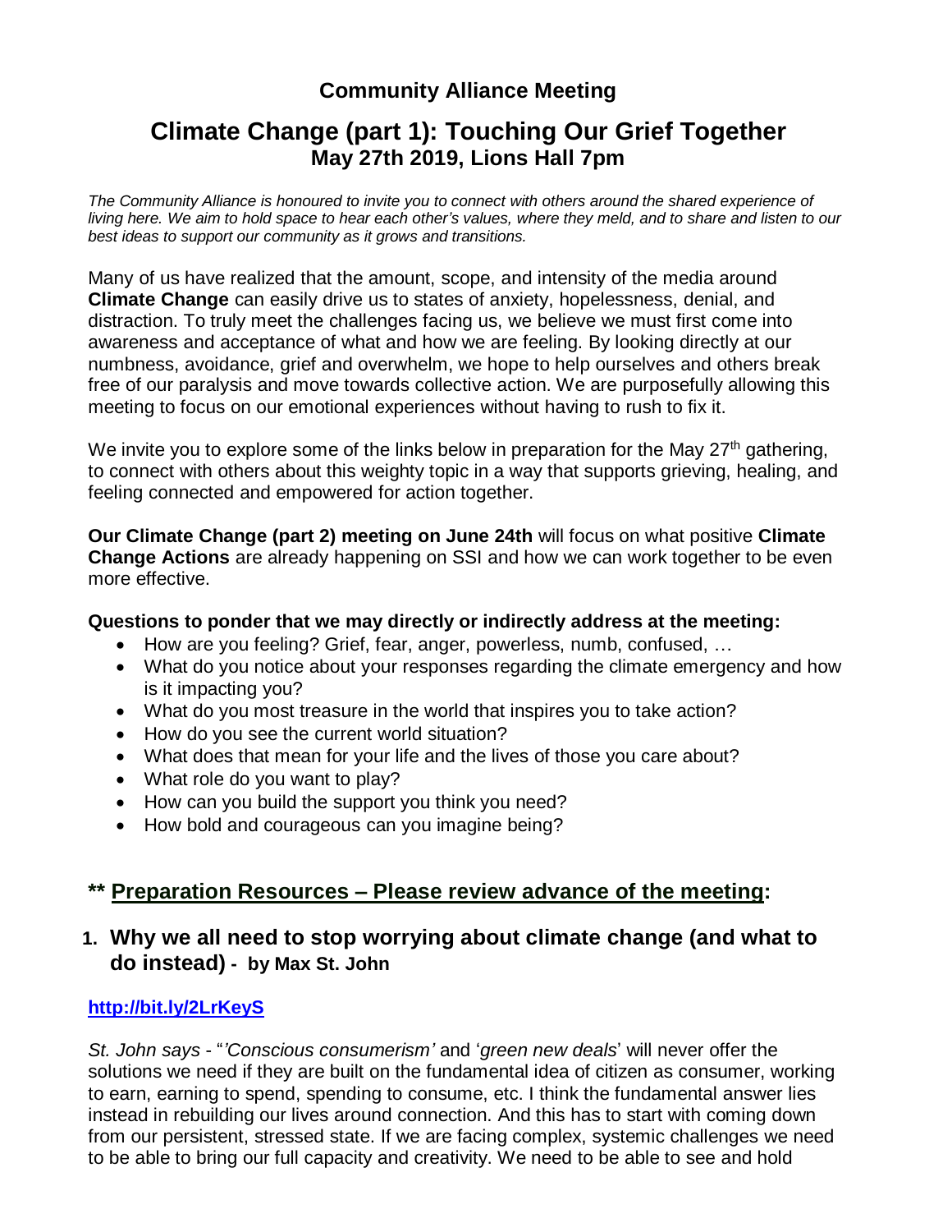# Community Alliance Meeting

## Climate Change (part 1): Touching Our Grief Together

### May 27th 2019, Lions Hall 7pm

*The Community Alliance is honoured to invite you to connect with others around the shared experience of living here. We aim to hold space to hear each other's values, where they meld, and to share and listen to our best ideas to support our community as it grows and transitions.*

Many of us have realized that the amount, scope, and intensity of the media around **Climate Change** can easily drive us to states of anxiety, hopelessness, denial, and distraction. To truly meet the challenges facing us, we believe we must first come into awareness and acceptance of what and how we are feeling. By looking directly at our numbness, avoidance, grief and overwhelm, we hope to help ourselves and others break free of our paralysis and move towards collective action. We are purposefully allowing this meeting to focus on our emotional experiences without having to rush to fix it.

We invite you to explore some of the links below in preparation for the May 27th gathering, to connect with others about this weighty topic in a way that supports grieving, healing, and feeling connected and empowered for action together.

**Our Climate Change (part 2) meeting on June 24th** will focus on what positive **Climate Change Actions** are already happening on SSI and how we can work together to be even more effective.

**Questions to ponder that we may directly or indirectly address at the meeting:**

- How are you feeling? Grief, fear, anger, powerless, numb, confused, …
- What do you notice about your responses regarding the climate emergency and how is it impacting you?
- What do you most treasure in the world that inspires you to take action?
- How do you see the current world situation?
- What does that mean for your life and the lives of those you care about?
- What role do you want to play?
- How can you build the support you think you need?
- How bold and courageous can you imagine being?

## ** Preparation Resources – Please review advance of the meeting:

### 1. Why we all need to stop worrying about climate change (and what to do instead) - by Max St. John

**http://bit.ly/2LrKeyS**

*St. John says* - "*'Conscious consumerism'* and '*green new deals*' will never offer the solutions we need if they are built on the fundamental idea of citizen as consumer, working to earn, earning to spend, spending to consume, etc. I think the fundamental answer lies instead in rebuilding our lives around connection. And this has to start with coming down from our persistent, stressed state. If we are facing complex, systemic challenges we need to be able to bring our full capacity and creativity. We need to be able to see and hold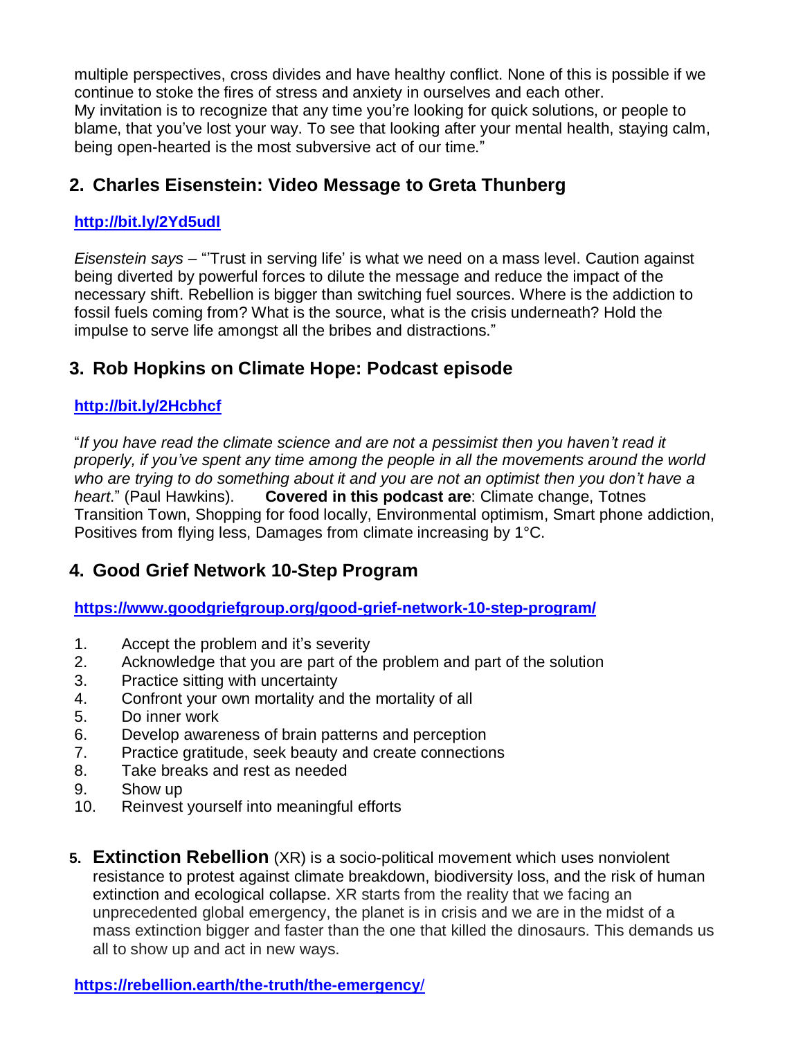multiple perspectives, cross divides and have healthy conflict. None of this is possible if we continue to stoke the fires of stress and anxiety in ourselves and each other.
My invitation is to recognize that any time you're looking for quick solutions, or people to blame, that you've lost your way. To see that looking after your mental health, staying calm, being open-hearted is the most subversive act of our time."

## 2. Charles Eisenstein: Video Message to Greta Thunberg

**http://bit.ly/2Yd5udl**

*Eisenstein says* – "'Trust in serving life' is what we need on a mass level. Caution against being diverted by powerful forces to dilute the message and reduce the impact of the necessary shift. Rebellion is bigger than switching fuel sources. Where is the addiction to fossil fuels coming from? What is the source, what is the crisis underneath? Hold the impulse to serve life amongst all the bribes and distractions."

## 3. Rob Hopkins on Climate Hope: Podcast episode

**http://bit.ly/2Hcbhcf**

"*If you have read the climate science and are not a pessimist then you haven't read it properly, if you've spent any time among the people in all the movements around the world who are trying to do something about it and you are not an optimist then you don't have a heart*." (Paul Hawkins). **Covered in this podcast are**: Climate change, Totnes Transition Town, Shopping for food locally, Environmental optimism, Smart phone addiction, Positives from flying less, Damages from climate increasing by 1°C.

## 4. Good Grief Network 10-Step Program

**https://www.goodgriefgroup.org/good-grief-network-10-step-program/**

1. Accept the problem and it's severity
2. Acknowledge that you are part of the problem and part of the solution
3. Practice sitting with uncertainty
4. Confront your own mortality and the mortality of all
5. Do inner work
6. Develop awareness of brain patterns and perception
7. Practice gratitude, seek beauty and create connections
8. Take breaks and rest as needed
9. Show up
10. Reinvest yourself into meaningful efforts

**5. Extinction Rebellion** (XR) is a socio-political movement which uses nonviolent resistance to protest against climate breakdown, biodiversity loss, and the risk of human extinction and ecological collapse. XR starts from the reality that we facing an unprecedented global emergency, the planet is in crisis and we are in the midst of a mass extinction bigger and faster than the one that killed the dinosaurs. This demands us all to show up and act in new ways.

**https://rebellion.earth/the-truth/the-emergency/**